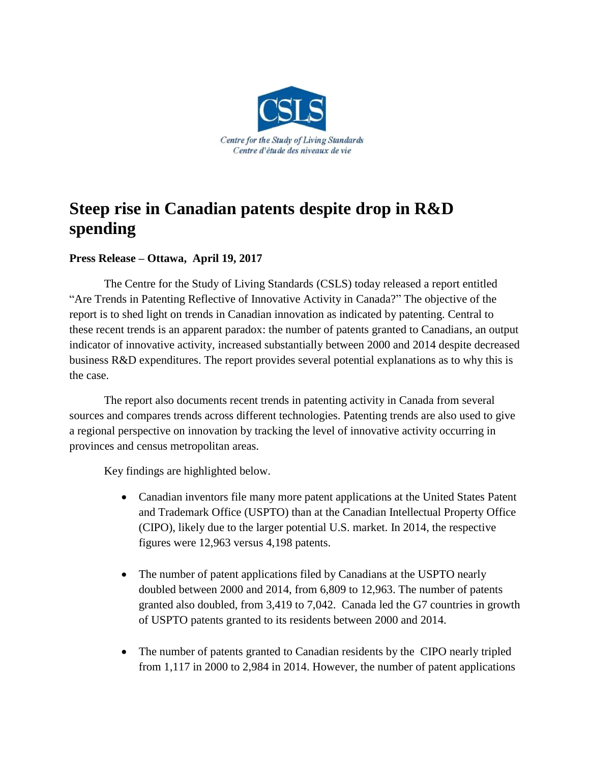Centre for the Study of Living Standards
Centre d'étude des niveaux de vie

# Steep rise in Canadian patents despite drop in R&D spending

**Press Release – Ottawa, April 19, 2017**

The Centre for the Study of Living Standards (CSLS) today released a report entitled "Are Trends in Patenting Reflective of Innovative Activity in Canada?" The objective of the report is to shed light on trends in Canadian innovation as indicated by patenting. Central to these recent trends is an apparent paradox: the number of patents granted to Canadians, an output indicator of innovative activity, increased substantially between 2000 and 2014 despite decreased business R&D expenditures. The report provides several potential explanations as to why this is the case.

The report also documents recent trends in patenting activity in Canada from several sources and compares trends across different technologies. Patenting trends are also used to give a regional perspective on innovation by tracking the level of innovative activity occurring in provinces and census metropolitan areas.

Key findings are highlighted below.

- Canadian inventors file many more patent applications at the United States Patent and Trademark Office (USPTO) than at the Canadian Intellectual Property Office (CIPO), likely due to the larger potential U.S. market. In 2014, the respective figures were 12,963 versus 4,198 patents.

- The number of patent applications filed by Canadians at the USPTO nearly doubled between 2000 and 2014, from 6,809 to 12,963. The number of patents granted also doubled, from 3,419 to 7,042. Canada led the G7 countries in growth of USPTO patents granted to its residents between 2000 and 2014.

- The number of patents granted to Canadian residents by the CIPO nearly tripled from 1,117 in 2000 to 2,984 in 2014. However, the number of patent applications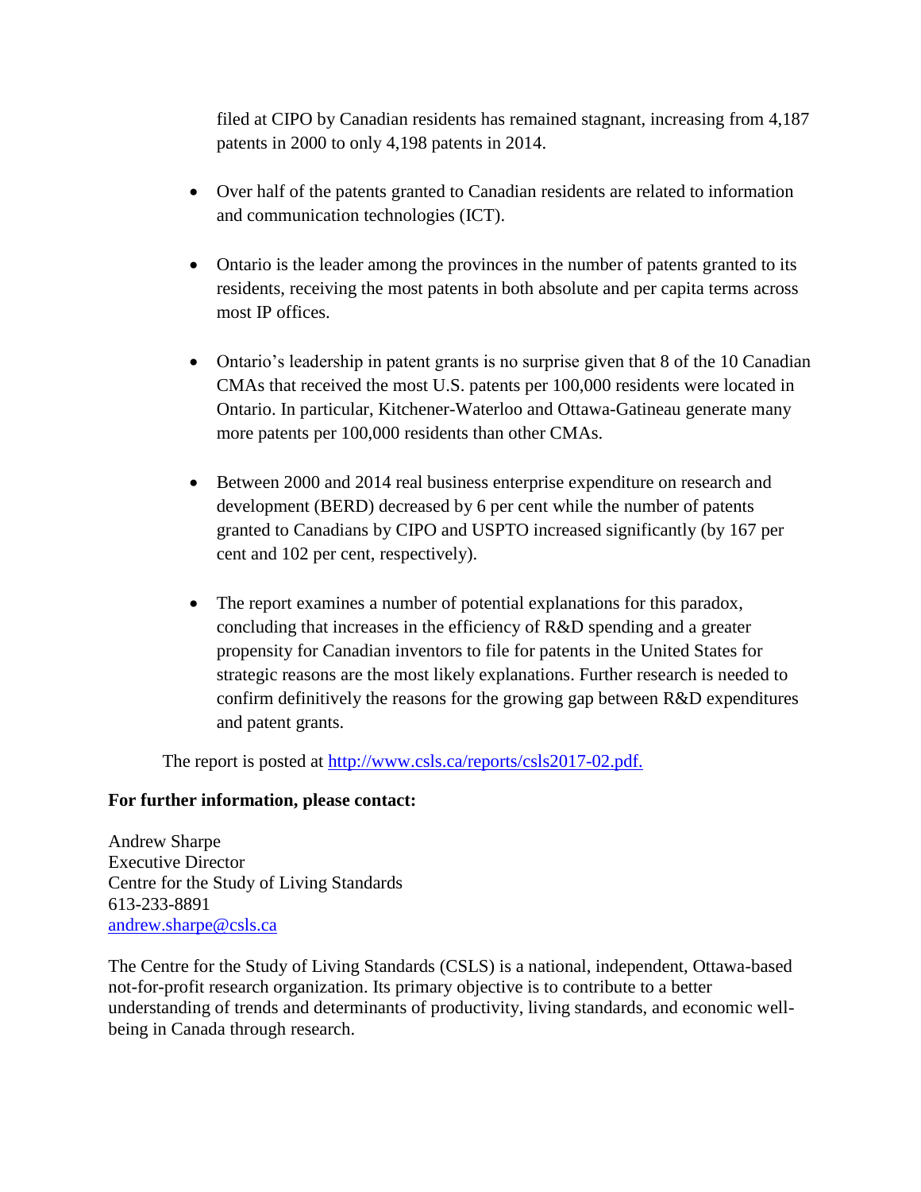filed at CIPO by Canadian residents has remained stagnant, increasing from 4,187 patents in 2000 to only 4,198 patents in 2014.

- Over half of the patents granted to Canadian residents are related to information and communication technologies (ICT).

- Ontario is the leader among the provinces in the number of patents granted to its residents, receiving the most patents in both absolute and per capita terms across most IP offices.

- Ontario's leadership in patent grants is no surprise given that 8 of the 10 Canadian CMAs that received the most U.S. patents per 100,000 residents were located in Ontario. In particular, Kitchener-Waterloo and Ottawa-Gatineau generate many more patents per 100,000 residents than other CMAs.

- Between 2000 and 2014 real business enterprise expenditure on research and development (BERD) decreased by 6 per cent while the number of patents granted to Canadians by CIPO and USPTO increased significantly (by 167 per cent and 102 per cent, respectively).

- The report examines a number of potential explanations for this paradox, concluding that increases in the efficiency of R&D spending and a greater propensity for Canadian inventors to file for patents in the United States for strategic reasons are the most likely explanations. Further research is needed to confirm definitively the reasons for the growing gap between R&D expenditures and patent grants.

The report is posted at [http://www.csls.ca/reports/csls2017-02.pdf.](http://www.csls.ca/reports/csls2017-02.pdf)

**For further information, please contact:**

Andrew Sharpe
Executive Director
Centre for the Study of Living Standards
613-233-8891
[andrew.sharpe@csls.ca](mailto:andrew.sharpe@csls.ca)

The Centre for the Study of Living Standards (CSLS) is a national, independent, Ottawa-based not-for-profit research organization. Its primary objective is to contribute to a better understanding of trends and determinants of productivity, living standards, and economic well-being in Canada through research.